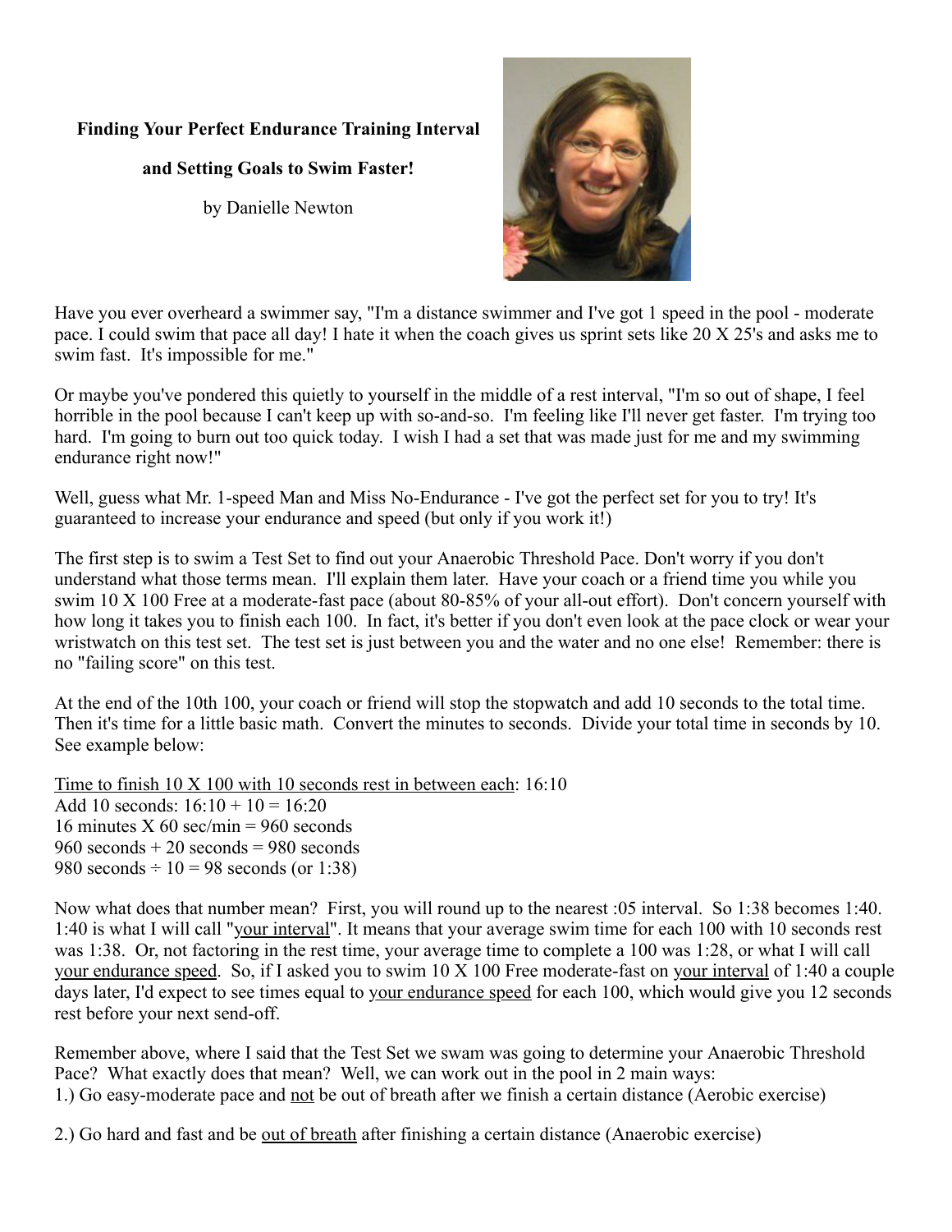**Finding Your Perfect Endurance Training Interval**

**and Setting Goals to Swim Faster!**

by Danielle Newton

Have you ever overheard a swimmer say, "I'm a distance swimmer and I've got 1 speed in the pool - moderate pace. I could swim that pace all day! I hate it when the coach gives us sprint sets like 20 X 25's and asks me to swim fast. It's impossible for me."

Or maybe you've pondered this quietly to yourself in the middle of a rest interval, "I'm so out of shape, I feel horrible in the pool because I can't keep up with so-and-so. I'm feeling like I'll never get faster. I'm trying too hard. I'm going to burn out too quick today. I wish I had a set that was made just for me and my swimming endurance right now!"

Well, guess what Mr. 1-speed Man and Miss No-Endurance - I've got the perfect set for you to try! It's guaranteed to increase your endurance and speed (but only if you work it!)

The first step is to swim a Test Set to find out your Anaerobic Threshold Pace. Don't worry if you don't understand what those terms mean. I'll explain them later. Have your coach or a friend time you while you swim 10 X 100 Free at a moderate-fast pace (about 80-85% of your all-out effort). Don't concern yourself with how long it takes you to finish each 100. In fact, it's better if you don't even look at the pace clock or wear your wristwatch on this test set. The test set is just between you and the water and no one else! Remember: there is no "failing score" on this test.

At the end of the 10th 100, your coach or friend will stop the stopwatch and add 10 seconds to the total time. Then it's time for a little basic math. Convert the minutes to seconds. Divide your total time in seconds by 10. See example below:

<u>Time to finish 10 X 100 with 10 seconds rest in between each</u>: 16:10  
Add 10 seconds: 16:10 + 10 = 16:20  
16 minutes X 60 sec/min = 960 seconds  
960 seconds + 20 seconds = 980 seconds  
980 seconds ÷ 10 = 98 seconds (or 1:38)

Now what does that number mean? First, you will round up to the nearest :05 interval. So 1:38 becomes 1:40. 1:40 is what I will call "<u>your interval</u>". It means that your average swim time for each 100 with 10 seconds rest was 1:38. Or, not factoring in the rest time, your average time to complete a 100 was 1:28, or what I will call <u>your endurance speed</u>. So, if I asked you to swim 10 X 100 Free moderate-fast on <u>your interval</u> of 1:40 a couple days later, I'd expect to see times equal to <u>your endurance speed</u> for each 100, which would give you 12 seconds rest before your next send-off.

Remember above, where I said that the Test Set we swam was going to determine your Anaerobic Threshold Pace? What exactly does that mean? Well, we can work out in the pool in 2 main ways:

1.) Go easy-moderate pace and <u>not</u> be out of breath after we finish a certain distance (Aerobic exercise)

2.) Go hard and fast and be <u>out of breath</u> after finishing a certain distance (Anaerobic exercise)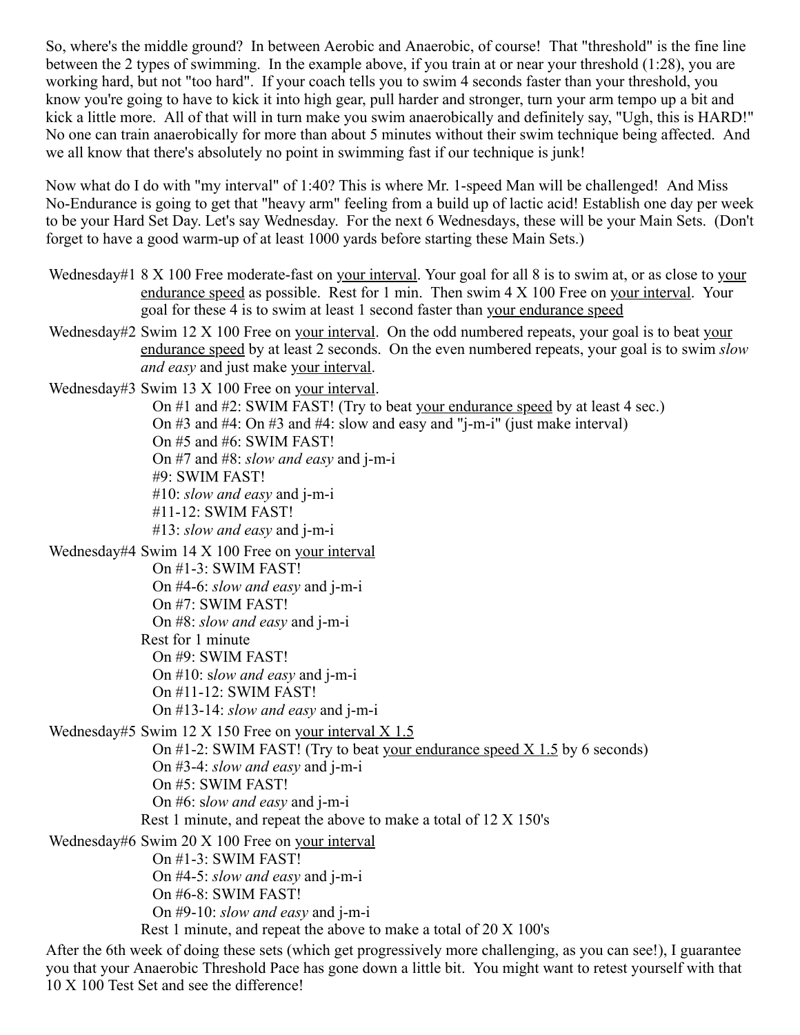So, where's the middle ground? In between Aerobic and Anaerobic, of course! That "threshold" is the fine line between the 2 types of swimming. In the example above, if you train at or near your threshold (1:28), you are working hard, but not "too hard". If your coach tells you to swim 4 seconds faster than your threshold, you know you're going to have to kick it into high gear, pull harder and stronger, turn your arm tempo up a bit and kick a little more. All of that will in turn make you swim anaerobically and definitely say, "Ugh, this is HARD!" No one can train anaerobically for more than about 5 minutes without their swim technique being affected. And we all know that there's absolutely no point in swimming fast if our technique is junk!

Now what do I do with "my interval" of 1:40? This is where Mr. 1-speed Man will be challenged! And Miss No-Endurance is going to get that "heavy arm" feeling from a build up of lactic acid! Establish one day per week to be your Hard Set Day. Let's say Wednesday. For the next 6 Wednesdays, these will be your Main Sets. (Don't forget to have a good warm-up of at least 1000 yards before starting these Main Sets.)

Wednesday#1 8 X 100 Free moderate-fast on your interval. Your goal for all 8 is to swim at, or as close to your endurance speed as possible. Rest for 1 min. Then swim 4 X 100 Free on your interval. Your goal for these 4 is to swim at least 1 second faster than your endurance speed

Wednesday#2 Swim 12 X 100 Free on your interval. On the odd numbered repeats, your goal is to beat your endurance speed by at least 2 seconds. On the even numbered repeats, your goal is to swim *slow and easy* and just make your interval.

Wednesday#3 Swim 13 X 100 Free on your interval.

- On #1 and #2: SWIM FAST! (Try to beat your endurance speed by at least 4 sec.)
- On #3 and #4: On #3 and #4: slow and easy and "j-m-i" (just make interval)
- On #5 and #6: SWIM FAST!
- On #7 and #8: *slow and easy* and j-m-i
- #9: SWIM FAST!
- #10: *slow and easy* and j-m-i
- #11-12: SWIM FAST!
- #13: *slow and easy* and j-m-i

Wednesday#4 Swim 14 X 100 Free on your interval

- On #1-3: SWIM FAST!
- On #4-6: *slow and easy* and j-m-i
- On #7: SWIM FAST!
- On #8: *slow and easy* and j-m-i

Rest for 1 minute

- On #9: SWIM FAST!
- On #10: *slow and easy* and j-m-i
- On #11-12: SWIM FAST!
- On #13-14: *slow and easy* and j-m-i

Wednesday#5 Swim 12 X 150 Free on your interval X 1.5

- On #1-2: SWIM FAST! (Try to beat your endurance speed X 1.5 by 6 seconds)
- On #3-4: *slow and easy* and j-m-i
- On #5: SWIM FAST!
- On #6: *slow and easy* and j-m-i

Rest 1 minute, and repeat the above to make a total of 12 X 150's

Wednesday#6 Swim 20 X 100 Free on your interval

- On #1-3: SWIM FAST!
- On #4-5: *slow and easy* and j-m-i
- On #6-8: SWIM FAST!
- On #9-10: *slow and easy* and j-m-i

Rest 1 minute, and repeat the above to make a total of 20 X 100's

After the 6th week of doing these sets (which get progressively more challenging, as you can see!), I guarantee you that your Anaerobic Threshold Pace has gone down a little bit. You might want to retest yourself with that 10 X 100 Test Set and see the difference!